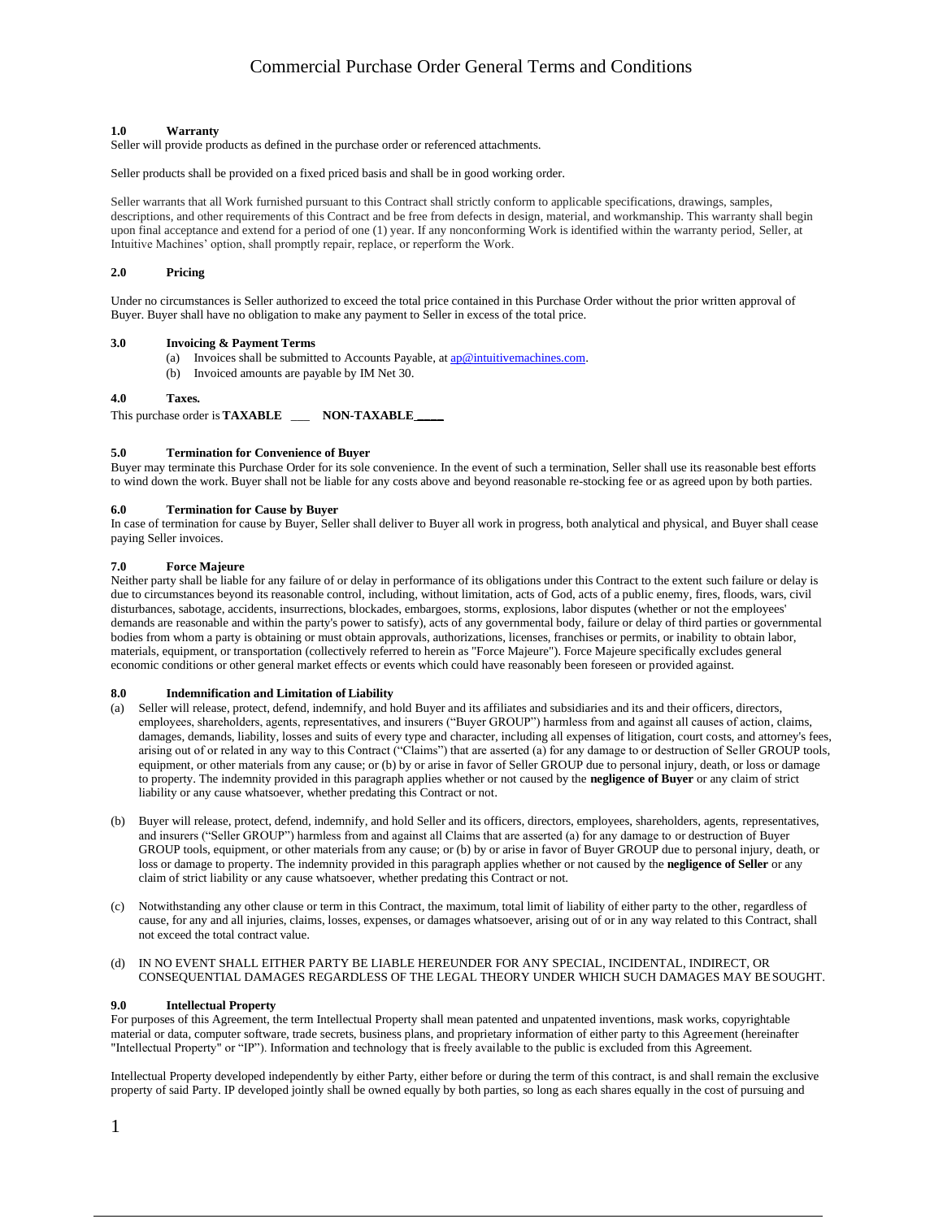# Commercial Purchase Order General Terms and Conditions

**1.0 Warranty**

Seller will provide products as defined in the purchase order or referenced attachments.

Seller products shall be provided on a fixed priced basis and shall be in good working order.

Seller warrants that all Work furnished pursuant to this Contract shall strictly conform to applicable specifications, drawings, samples, descriptions, and other requirements of this Contract and be free from defects in design, material, and workmanship. This warranty shall begin upon final acceptance and extend for a period of one (1) year. If any nonconforming Work is identified within the warranty period, Seller, at Intuitive Machines' option, shall promptly repair, replace, or reperform the Work.

**2.0 Pricing**

Under no circumstances is Seller authorized to exceed the total price contained in this Purchase Order without the prior written approval of Buyer. Buyer shall have no obligation to make any payment to Seller in excess of the total price.

**3.0 Invoicing & Payment Terms**

(a) Invoices shall be submitted to Accounts Payable, at [ap@intuitivemachines.com](mailto:ap@intuitivemachines.com).
(b) Invoiced amounts are payable by IM Net 30.

**4.0 Taxes.**

This purchase order is **TAXABLE** ___ **NON-TAXABLE**_____

**5.0 Termination for Convenience of Buyer**

Buyer may terminate this Purchase Order for its sole convenience. In the event of such a termination, Seller shall use its reasonable best efforts to wind down the work. Buyer shall not be liable for any costs above and beyond reasonable re-stocking fee or as agreed upon by both parties.

**6.0 Termination for Cause by Buyer**

In case of termination for cause by Buyer, Seller shall deliver to Buyer all work in progress, both analytical and physical, and Buyer shall cease paying Seller invoices.

**7.0 Force Majeure**

Neither party shall be liable for any failure of or delay in performance of its obligations under this Contract to the extent such failure or delay is due to circumstances beyond its reasonable control, including, without limitation, acts of God, acts of a public enemy, fires, floods, wars, civil disturbances, sabotage, accidents, insurrections, blockades, embargoes, storms, explosions, labor disputes (whether or not the employees' demands are reasonable and within the party's power to satisfy), acts of any governmental body, failure or delay of third parties or governmental bodies from whom a party is obtaining or must obtain approvals, authorizations, licenses, franchises or permits, or inability to obtain labor, materials, equipment, or transportation (collectively referred to herein as "Force Majeure"). Force Majeure specifically excludes general economic conditions or other general market effects or events which could have reasonably been foreseen or provided against.

**8.0 Indemnification and Limitation of Liability**

(a) Seller will release, protect, defend, indemnify, and hold Buyer and its affiliates and subsidiaries and its and their officers, directors, employees, shareholders, agents, representatives, and insurers ("Buyer GROUP") harmless from and against all causes of action, claims, damages, demands, liability, losses and suits of every type and character, including all expenses of litigation, court costs, and attorney's fees, arising out of or related in any way to this Contract ("Claims") that are asserted (a) for any damage to or destruction of Seller GROUP tools, equipment, or other materials from any cause; or (b) by or arise in favor of Seller GROUP due to personal injury, death, or loss or damage to property. The indemnity provided in this paragraph applies whether or not caused by the **negligence of Buyer** or any claim of strict liability or any cause whatsoever, whether predating this Contract or not.

(b) Buyer will release, protect, defend, indemnify, and hold Seller and its officers, directors, employees, shareholders, agents, representatives, and insurers ("Seller GROUP") harmless from and against all Claims that are asserted (a) for any damage to or destruction of Buyer GROUP tools, equipment, or other materials from any cause; or (b) by or arise in favor of Buyer GROUP due to personal injury, death, or loss or damage to property. The indemnity provided in this paragraph applies whether or not caused by the **negligence of Seller** or any claim of strict liability or any cause whatsoever, whether predating this Contract or not.

(c) Notwithstanding any other clause or term in this Contract, the maximum, total limit of liability of either party to the other, regardless of cause, for any and all injuries, claims, losses, expenses, or damages whatsoever, arising out of or in any way related to this Contract, shall not exceed the total contract value.

(d) IN NO EVENT SHALL EITHER PARTY BE LIABLE HEREUNDER FOR ANY SPECIAL, INCIDENTAL, INDIRECT, OR CONSEQUENTIAL DAMAGES REGARDLESS OF THE LEGAL THEORY UNDER WHICH SUCH DAMAGES MAY BE SOUGHT.

**9.0 Intellectual Property**

For purposes of this Agreement, the term Intellectual Property shall mean patented and unpatented inventions, mask works, copyrightable material or data, computer software, trade secrets, business plans, and proprietary information of either party to this Agreement (hereinafter "Intellectual Property" or "IP"). Information and technology that is freely available to the public is excluded from this Agreement.

Intellectual Property developed independently by either Party, either before or during the term of this contract, is and shall remain the exclusive property of said Party. IP developed jointly shall be owned equally by both parties, so long as each shares equally in the cost of pursuing and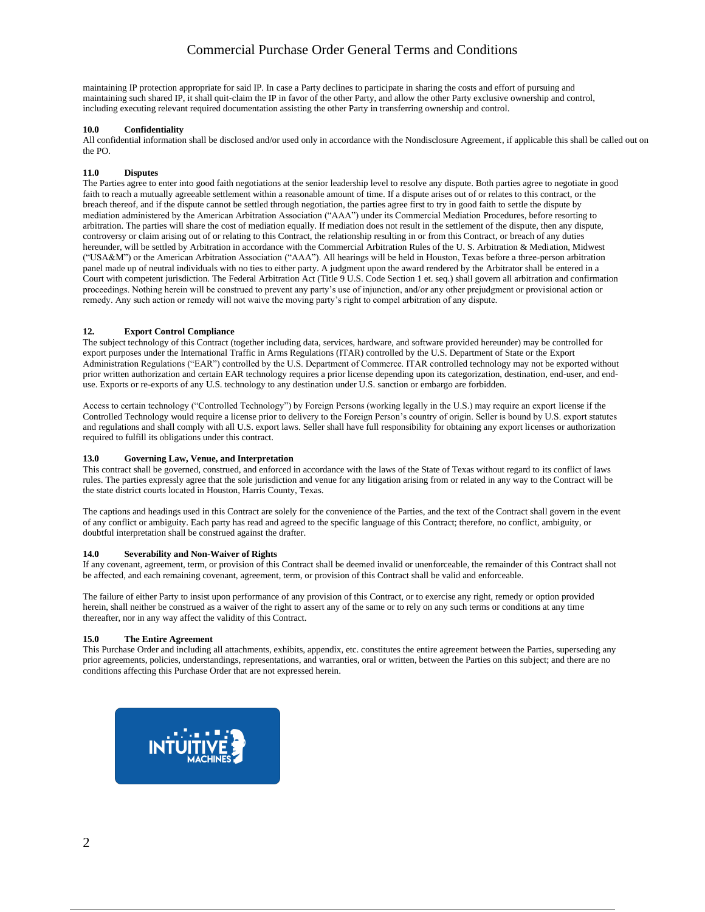maintaining IP protection appropriate for said IP. In case a Party declines to participate in sharing the costs and effort of pursuing and maintaining such shared IP, it shall quit-claim the IP in favor of the other Party, and allow the other Party exclusive ownership and control, including executing relevant required documentation assisting the other Party in transferring ownership and control.

**10.0 Confidentiality**

All confidential information shall be disclosed and/or used only in accordance with the Nondisclosure Agreement, if applicable this shall be called out on the PO.

**11.0 Disputes**

The Parties agree to enter into good faith negotiations at the senior leadership level to resolve any dispute. Both parties agree to negotiate in good faith to reach a mutually agreeable settlement within a reasonable amount of time. If a dispute arises out of or relates to this contract, or the breach thereof, and if the dispute cannot be settled through negotiation, the parties agree first to try in good faith to settle the dispute by mediation administered by the American Arbitration Association ("AAA") under its Commercial Mediation Procedures, before resorting to arbitration. The parties will share the cost of mediation equally. If mediation does not result in the settlement of the dispute, then any dispute, controversy or claim arising out of or relating to this Contract, the relationship resulting in or from this Contract, or breach of any duties hereunder, will be settled by Arbitration in accordance with the Commercial Arbitration Rules of the U. S. Arbitration & Mediation, Midwest ("USA&M") or the American Arbitration Association ("AAA"). All hearings will be held in Houston, Texas before a three-person arbitration panel made up of neutral individuals with no ties to either party. A judgment upon the award rendered by the Arbitrator shall be entered in a Court with competent jurisdiction. The Federal Arbitration Act (Title 9 U.S. Code Section 1 et. seq.) shall govern all arbitration and confirmation proceedings. Nothing herein will be construed to prevent any party's use of injunction, and/or any other prejudgment or provisional action or remedy. Any such action or remedy will not waive the moving party's right to compel arbitration of any dispute.

**12. Export Control Compliance**

The subject technology of this Contract (together including data, services, hardware, and software provided hereunder) may be controlled for export purposes under the International Traffic in Arms Regulations (ITAR) controlled by the U.S. Department of State or the Export Administration Regulations ("EAR") controlled by the U.S. Department of Commerce. ITAR controlled technology may not be exported without prior written authorization and certain EAR technology requires a prior license depending upon its categorization, destination, end-user, and end-use. Exports or re-exports of any U.S. technology to any destination under U.S. sanction or embargo are forbidden.

Access to certain technology ("Controlled Technology") by Foreign Persons (working legally in the U.S.) may require an export license if the Controlled Technology would require a license prior to delivery to the Foreign Person's country of origin. Seller is bound by U.S. export statutes and regulations and shall comply with all U.S. export laws. Seller shall have full responsibility for obtaining any export licenses or authorization required to fulfill its obligations under this contract.

**13.0 Governing Law, Venue, and Interpretation**

This contract shall be governed, construed, and enforced in accordance with the laws of the State of Texas without regard to its conflict of laws rules. The parties expressly agree that the sole jurisdiction and venue for any litigation arising from or related in any way to the Contract will be the state district courts located in Houston, Harris County, Texas.

The captions and headings used in this Contract are solely for the convenience of the Parties, and the text of the Contract shall govern in the event of any conflict or ambiguity. Each party has read and agreed to the specific language of this Contract; therefore, no conflict, ambiguity, or doubtful interpretation shall be construed against the drafter.

**14.0 Severability and Non-Waiver of Rights**

If any covenant, agreement, term, or provision of this Contract shall be deemed invalid or unenforceable, the remainder of this Contract shall not be affected, and each remaining covenant, agreement, term, or provision of this Contract shall be valid and enforceable.

The failure of either Party to insist upon performance of any provision of this Contract, or to exercise any right, remedy or option provided herein, shall neither be construed as a waiver of the right to assert any of the same or to rely on any such terms or conditions at any time thereafter, nor in any way affect the validity of this Contract.

**15.0 The Entire Agreement**

This Purchase Order and including all attachments, exhibits, appendix, etc. constitutes the entire agreement between the Parties, superseding any prior agreements, policies, understandings, representations, and warranties, oral or written, between the Parties on this subject; and there are no conditions affecting this Purchase Order that are not expressed herein.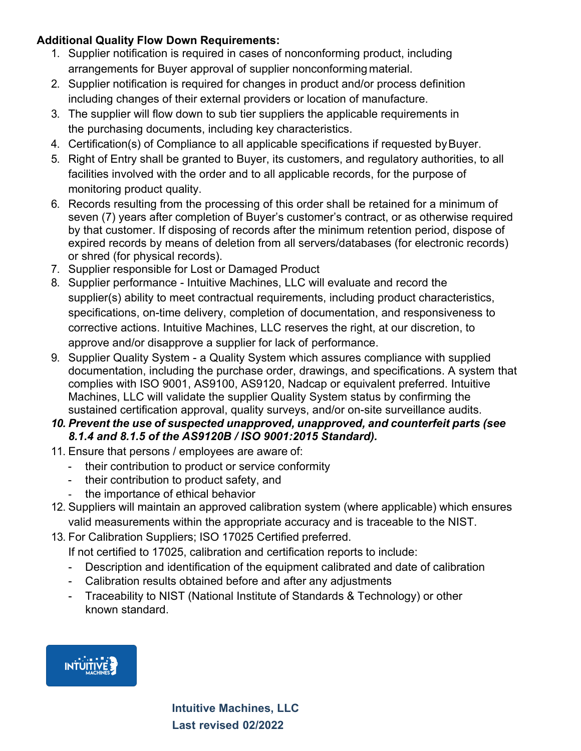**Additional Quality Flow Down Requirements:**

1. Supplier notification is required in cases of nonconforming product, including arrangements for Buyer approval of supplier nonconforming material.
2. Supplier notification is required for changes in product and/or process definition including changes of their external providers or location of manufacture.
3. The supplier will flow down to sub tier suppliers the applicable requirements in the purchasing documents, including key characteristics.
4. Certification(s) of Compliance to all applicable specifications if requested by Buyer.
5. Right of Entry shall be granted to Buyer, its customers, and regulatory authorities, to all facilities involved with the order and to all applicable records, for the purpose of monitoring product quality.
6. Records resulting from the processing of this order shall be retained for a minimum of seven (7) years after completion of Buyer's customer's contract, or as otherwise required by that customer. If disposing of records after the minimum retention period, dispose of expired records by means of deletion from all servers/databases (for electronic records) or shred (for physical records).
7. Supplier responsible for Lost or Damaged Product
8. Supplier performance - Intuitive Machines, LLC will evaluate and record the supplier(s) ability to meet contractual requirements, including product characteristics, specifications, on-time delivery, completion of documentation, and responsiveness to corrective actions. Intuitive Machines, LLC reserves the right, at our discretion, to approve and/or disapprove a supplier for lack of performance.
9. Supplier Quality System - a Quality System which assures compliance with supplied documentation, including the purchase order, drawings, and specifications. A system that complies with ISO 9001, AS9100, AS9120, Nadcap or equivalent preferred. Intuitive Machines, LLC will validate the supplier Quality System status by confirming the sustained certification approval, quality surveys, and/or on-site surveillance audits.
10. ***Prevent the use of suspected unapproved, unapproved, and counterfeit parts (see 8.1.4 and 8.1.5 of the AS9120B / ISO 9001:2015 Standard).***
11. Ensure that persons / employees are aware of:
    - their contribution to product or service conformity
    - their contribution to product safety, and
    - the importance of ethical behavior
12. Suppliers will maintain an approved calibration system (where applicable) which ensures valid measurements within the appropriate accuracy and is traceable to the NIST.
13. For Calibration Suppliers; ISO 17025 Certified preferred.
    If not certified to 17025, calibration and certification reports to include:
    - Description and identification of the equipment calibrated and date of calibration
    - Calibration results obtained before and after any adjustments
    - Traceability to NIST (National Institute of Standards & Technology) or other known standard.

INTUITIVE MACHINES

**Intuitive Machines, LLC**
**Last revised 02/2022**